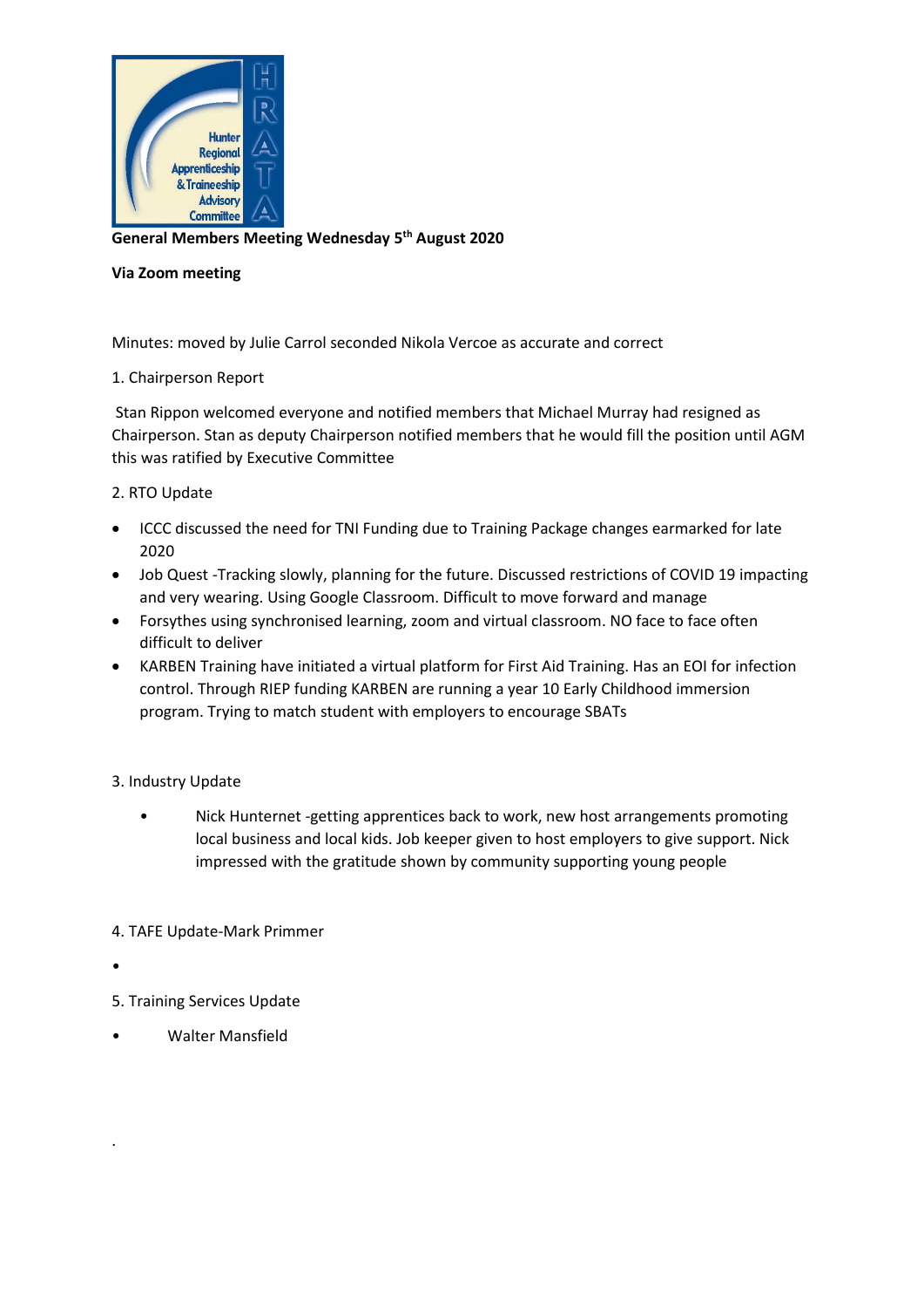**General Members Meeting Wednesday 5th August 2020**

**Via Zoom meeting**

Minutes: moved by Julie Carrol seconded Nikola Vercoe as accurate and correct

1. Chairperson Report

Stan Rippon welcomed everyone and notified members that Michael Murray had resigned as Chairperson. Stan as deputy Chairperson notified members that he would fill the position until AGM this was ratified by Executive Committee

2. RTO Update

- ICCC discussed the need for TNI Funding due to Training Package changes earmarked for late 2020
- Job Quest -Tracking slowly, planning for the future. Discussed restrictions of COVID 19 impacting and very wearing. Using Google Classroom. Difficult to move forward and manage
- Forsythes using synchronised learning, zoom and virtual classroom. NO face to face often difficult to deliver
- KARBEN Training have initiated a virtual platform for First Aid Training. Has an EOI for infection control. Through RIEP funding KARBEN are running a year 10 Early Childhood immersion program. Trying to match student with employers to encourage SBATs

3. Industry Update

- Nick Hunternet -getting apprentices back to work, new host arrangements promoting local business and local kids. Job keeper given to host employers to give support. Nick impressed with the gratitude shown by community supporting young people

4. TAFE Update-Mark Primmer

- 

5. Training Services Update

- Walter Mansfield

.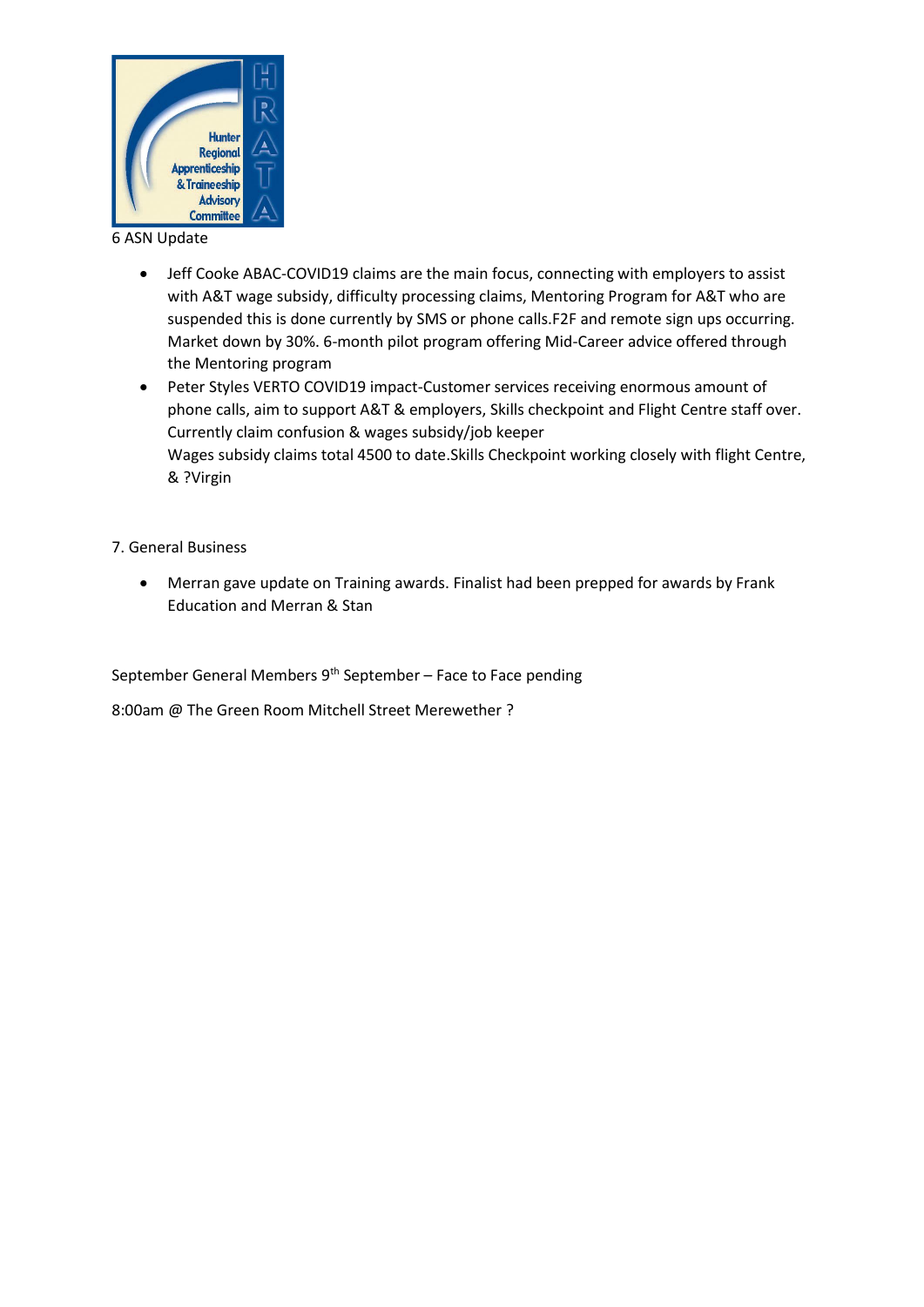6 ASN Update

- Jeff Cooke ABAC-COVID19 claims are the main focus, connecting with employers to assist with A&T wage subsidy, difficulty processing claims, Mentoring Program for A&T who are suspended this is done currently by SMS or phone calls.F2F and remote sign ups occurring. Market down by 30%. 6-month pilot program offering Mid-Career advice offered through the Mentoring program
- Peter Styles VERTO COVID19 impact-Customer services receiving enormous amount of phone calls, aim to support A&T & employers, Skills checkpoint and Flight Centre staff over. Currently claim confusion & wages subsidy/job keeper
  Wages subsidy claims total 4500 to date.Skills Checkpoint working closely with flight Centre, & ?Virgin

7. General Business

- Merran gave update on Training awards. Finalist had been prepped for awards by Frank Education and Merran & Stan

September General Members 9th September – Face to Face pending

8:00am @ The Green Room Mitchell Street Merewether ?